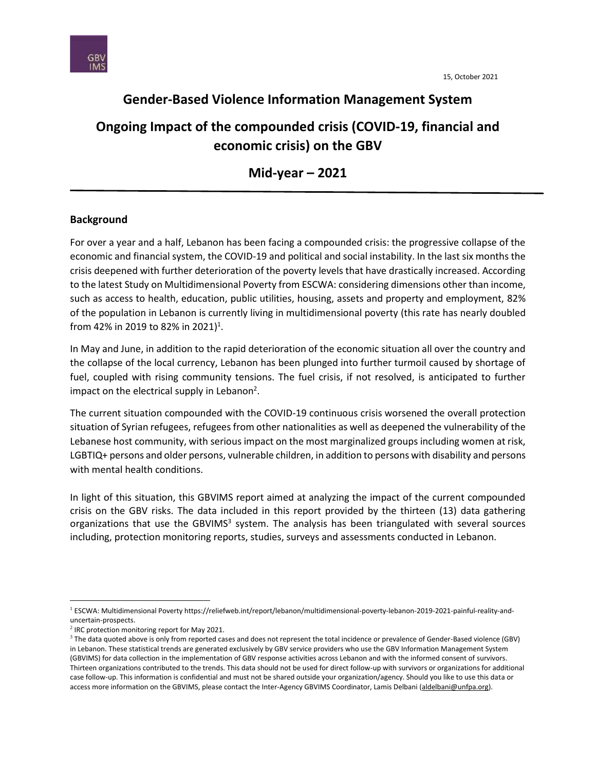15, October 2021

# Gender-Based Violence Information Management System

# Ongoing Impact of the compounded crisis (COVID-19, financial and economic crisis) on the GBV

# Mid-year – 2021

## Background

For over a year and a half, Lebanon has been facing a compounded crisis: the progressive collapse of the economic and financial system, the COVID-19 and political and social instability. In the last six months the crisis deepened with further deterioration of the poverty levels that have drastically increased. According to the latest Study on Multidimensional Poverty from ESCWA: considering dimensions other than income, such as access to health, education, public utilities, housing, assets and property and employment, 82% of the population in Lebanon is currently living in multidimensional poverty (this rate has nearly doubled from 42% in 2019 to 82% in 2021)[1].

In May and June, in addition to the rapid deterioration of the economic situation all over the country and the collapse of the local currency, Lebanon has been plunged into further turmoil caused by shortage of fuel, coupled with rising community tensions. The fuel crisis, if not resolved, is anticipated to further impact on the electrical supply in Lebanon[2].

The current situation compounded with the COVID-19 continuous crisis worsened the overall protection situation of Syrian refugees, refugees from other nationalities as well as deepened the vulnerability of the Lebanese host community, with serious impact on the most marginalized groups including women at risk, LGBTIQ+ persons and older persons, vulnerable children, in addition to persons with disability and persons with mental health conditions.

In light of this situation, this GBVIMS report aimed at analyzing the impact of the current compounded crisis on the GBV risks. The data included in this report provided by the thirteen (13) data gathering organizations that use the GBVIMS[3] system. The analysis has been triangulated with several sources including, protection monitoring reports, studies, surveys and assessments conducted in Lebanon.

---

[1] ESCWA: Multidimensional Poverty https://reliefweb.int/report/lebanon/multidimensional-poverty-lebanon-2019-2021-painful-reality-and-uncertain-prospects.

[2] IRC protection monitoring report for May 2021.

[3] The data quoted above is only from reported cases and does not represent the total incidence or prevalence of Gender-Based violence (GBV) in Lebanon. These statistical trends are generated exclusively by GBV service providers who use the GBV Information Management System (GBVIMS) for data collection in the implementation of GBV response activities across Lebanon and with the informed consent of survivors. Thirteen organizations contributed to the trends. This data should not be used for direct follow-up with survivors or organizations for additional case follow-up. This information is confidential and must not be shared outside your organization/agency. Should you like to use this data or access more information on the GBVIMS, please contact the Inter-Agency GBVIMS Coordinator, Lamis Delbani (aldelbani@unfpa.org).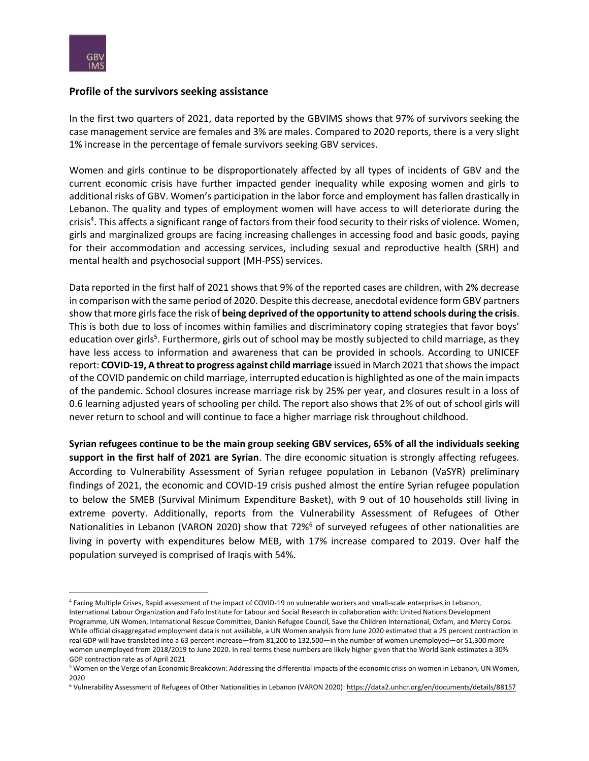## Profile of the survivors seeking assistance

In the first two quarters of 2021, data reported by the GBVIMS shows that 97% of survivors seeking the case management service are females and 3% are males. Compared to 2020 reports, there is a very slight 1% increase in the percentage of female survivors seeking GBV services.

Women and girls continue to be disproportionately affected by all types of incidents of GBV and the current economic crisis have further impacted gender inequality while exposing women and girls to additional risks of GBV. Women's participation in the labor force and employment has fallen drastically in Lebanon. The quality and types of employment women will have access to will deteriorate during the crisis[4]. This affects a significant range of factors from their food security to their risks of violence. Women, girls and marginalized groups are facing increasing challenges in accessing food and basic goods, paying for their accommodation and accessing services, including sexual and reproductive health (SRH) and mental health and psychosocial support (MH-PSS) services.

Data reported in the first half of 2021 shows that 9% of the reported cases are children, with 2% decrease in comparison with the same period of 2020. Despite this decrease, anecdotal evidence form GBV partners show that more girls face the risk of **being deprived of the opportunity to attend schools during the crisis**. This is both due to loss of incomes within families and discriminatory coping strategies that favor boys' education over girls[5]. Furthermore, girls out of school may be mostly subjected to child marriage, as they have less access to information and awareness that can be provided in schools. According to UNICEF report: **COVID-19, A threat to progress against child marriage** issued in March 2021 that shows the impact of the COVID pandemic on child marriage, interrupted education is highlighted as one of the main impacts of the pandemic. School closures increase marriage risk by 25% per year, and closures result in a loss of 0.6 learning adjusted years of schooling per child. The report also shows that 2% of out of school girls will never return to school and will continue to face a higher marriage risk throughout childhood.

**Syrian refugees continue to be the main group seeking GBV services, 65% of all the individuals seeking support in the first half of 2021 are Syrian**. The dire economic situation is strongly affecting refugees. According to Vulnerability Assessment of Syrian refugee population in Lebanon (VaSYR) preliminary findings of 2021, the economic and COVID-19 crisis pushed almost the entire Syrian refugee population to below the SMEB (Survival Minimum Expenditure Basket), with 9 out of 10 households still living in extreme poverty. Additionally, reports from the Vulnerability Assessment of Refugees of Other Nationalities in Lebanon (VARON 2020) show that 72%[6] of surveyed refugees of other nationalities are living in poverty with expenditures below MEB, with 17% increase compared to 2019. Over half the population surveyed is comprised of Iraqis with 54%.

---

[4] Facing Multiple Crises, Rapid assessment of the impact of COVID-19 on vulnerable workers and small-scale enterprises in Lebanon, International Labour Organization and Fafo Institute for Labour and Social Research in collaboration with: United Nations Development Programme, UN Women, International Rescue Committee, Danish Refugee Council, Save the Children International, Oxfam, and Mercy Corps. While official disaggregated employment data is not available, a UN Women analysis from June 2020 estimated that a 25 percent contraction in real GDP will have translated into a 63 percent increase—from 81,200 to 132,500—in the number of women unemployed—or 51,300 more women unemployed from 2018/2019 to June 2020. In real terms these numbers are likely higher given that the World Bank estimates a 30% GDP contraction rate as of April 2021

[5] Women on the Verge of an Economic Breakdown: Addressing the differential impacts of the economic crisis on women in Lebanon, UN Women, 2020

[6] Vulnerability Assessment of Refugees of Other Nationalities in Lebanon (VARON 2020): https://data2.unhcr.org/en/documents/details/88157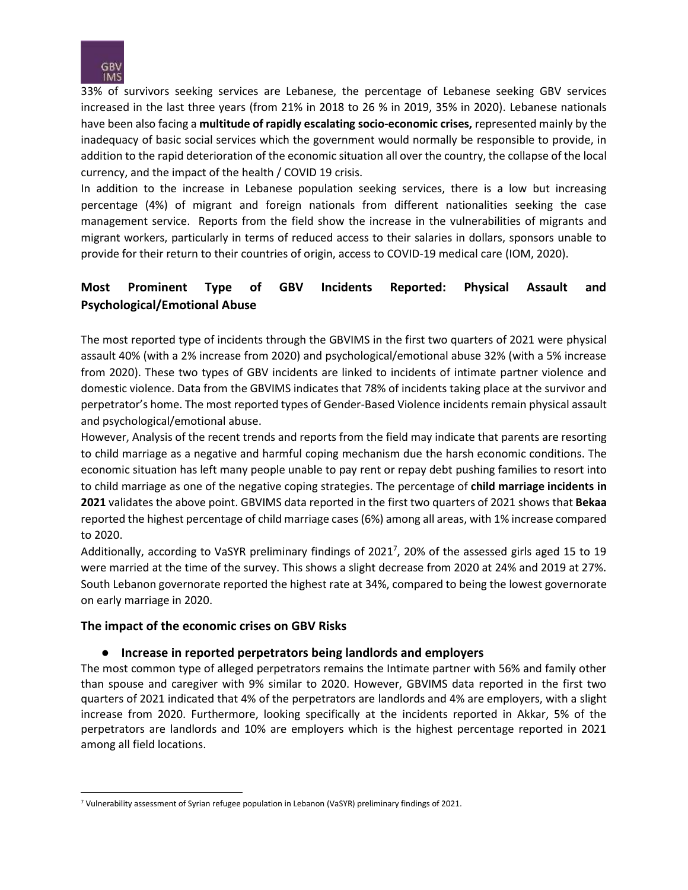33% of survivors seeking services are Lebanese, the percentage of Lebanese seeking GBV services increased in the last three years (from 21% in 2018 to 26 % in 2019, 35% in 2020). Lebanese nationals have been also facing a **multitude of rapidly escalating socio-economic crises,** represented mainly by the inadequacy of basic social services which the government would normally be responsible to provide, in addition to the rapid deterioration of the economic situation all over the country, the collapse of the local currency, and the impact of the health / COVID 19 crisis.

In addition to the increase in Lebanese population seeking services, there is a low but increasing percentage (4%) of migrant and foreign nationals from different nationalities seeking the case management service. Reports from the field show the increase in the vulnerabilities of migrants and migrant workers, particularly in terms of reduced access to their salaries in dollars, sponsors unable to provide for their return to their countries of origin, access to COVID-19 medical care (IOM, 2020).

## Most Prominent Type of GBV Incidents Reported: Physical Assault and Psychological/Emotional Abuse

The most reported type of incidents through the GBVIMS in the first two quarters of 2021 were physical assault 40% (with a 2% increase from 2020) and psychological/emotional abuse 32% (with a 5% increase from 2020). These two types of GBV incidents are linked to incidents of intimate partner violence and domestic violence. Data from the GBVIMS indicates that 78% of incidents taking place at the survivor and perpetrator's home. The most reported types of Gender-Based Violence incidents remain physical assault and psychological/emotional abuse.

However, Analysis of the recent trends and reports from the field may indicate that parents are resorting to child marriage as a negative and harmful coping mechanism due the harsh economic conditions. The economic situation has left many people unable to pay rent or repay debt pushing families to resort into to child marriage as one of the negative coping strategies. The percentage of **child marriage incidents in 2021** validates the above point. GBVIMS data reported in the first two quarters of 2021 shows that **Bekaa** reported the highest percentage of child marriage cases (6%) among all areas, with 1% increase compared to 2020.

Additionally, according to VaSYR preliminary findings of 2021[7], 20% of the assessed girls aged 15 to 19 were married at the time of the survey. This shows a slight decrease from 2020 at 24% and 2019 at 27%. South Lebanon governorate reported the highest rate at 34%, compared to being the lowest governorate on early marriage in 2020.

### The impact of the economic crises on GBV Risks

- **Increase in reported perpetrators being landlords and employers**

The most common type of alleged perpetrators remains the Intimate partner with 56% and family other than spouse and caregiver with 9% similar to 2020. However, GBVIMS data reported in the first two quarters of 2021 indicated that 4% of the perpetrators are landlords and 4% are employers, with a slight increase from 2020. Furthermore, looking specifically at the incidents reported in Akkar, 5% of the perpetrators are landlords and 10% are employers which is the highest percentage reported in 2021 among all field locations.

[7] Vulnerability assessment of Syrian refugee population in Lebanon (VaSYR) preliminary findings of 2021.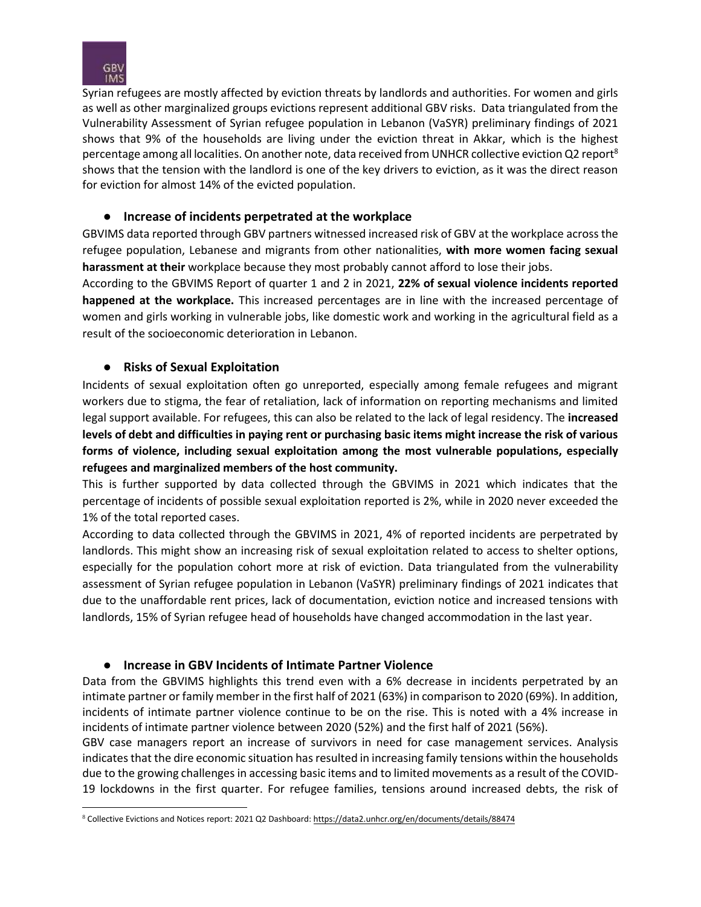Syrian refugees are mostly affected by eviction threats by landlords and authorities. For women and girls as well as other marginalized groups evictions represent additional GBV risks. Data triangulated from the Vulnerability Assessment of Syrian refugee population in Lebanon (VaSYR) preliminary findings of 2021 shows that 9% of the households are living under the eviction threat in Akkar, which is the highest percentage among all localities. On another note, data received from UNHCR collective eviction Q2 report[8] shows that the tension with the landlord is one of the key drivers to eviction, as it was the direct reason for eviction for almost 14% of the evicted population.

- **Increase of incidents perpetrated at the workplace**

GBVIMS data reported through GBV partners witnessed increased risk of GBV at the workplace across the refugee population, Lebanese and migrants from other nationalities, **with more women facing sexual harassment at their** workplace because they most probably cannot afford to lose their jobs.

According to the GBVIMS Report of quarter 1 and 2 in 2021, **22% of sexual violence incidents reported happened at the workplace.** This increased percentages are in line with the increased percentage of women and girls working in vulnerable jobs, like domestic work and working in the agricultural field as a result of the socioeconomic deterioration in Lebanon.

- **Risks of Sexual Exploitation**

Incidents of sexual exploitation often go unreported, especially among female refugees and migrant workers due to stigma, the fear of retaliation, lack of information on reporting mechanisms and limited legal support available. For refugees, this can also be related to the lack of legal residency. The **increased levels of debt and difficulties in paying rent or purchasing basic items might increase the risk of various forms of violence, including sexual exploitation among the most vulnerable populations, especially refugees and marginalized members of the host community.**

This is further supported by data collected through the GBVIMS in 2021 which indicates that the percentage of incidents of possible sexual exploitation reported is 2%, while in 2020 never exceeded the 1% of the total reported cases.

According to data collected through the GBVIMS in 2021, 4% of reported incidents are perpetrated by landlords. This might show an increasing risk of sexual exploitation related to access to shelter options, especially for the population cohort more at risk of eviction. Data triangulated from the vulnerability assessment of Syrian refugee population in Lebanon (VaSYR) preliminary findings of 2021 indicates that due to the unaffordable rent prices, lack of documentation, eviction notice and increased tensions with landlords, 15% of Syrian refugee head of households have changed accommodation in the last year.

- **Increase in GBV Incidents of Intimate Partner Violence**

Data from the GBVIMS highlights this trend even with a 6% decrease in incidents perpetrated by an intimate partner or family member in the first half of 2021 (63%) in comparison to 2020 (69%). In addition, incidents of intimate partner violence continue to be on the rise. This is noted with a 4% increase in incidents of intimate partner violence between 2020 (52%) and the first half of 2021 (56%).

GBV case managers report an increase of survivors in need for case management services. Analysis indicates that the dire economic situation has resulted in increasing family tensions within the households due to the growing challenges in accessing basic items and to limited movements as a result of the COVID-19 lockdowns in the first quarter. For refugee families, tensions around increased debts, the risk of

[8] Collective Evictions and Notices report: 2021 Q2 Dashboard: https://data2.unhcr.org/en/documents/details/88474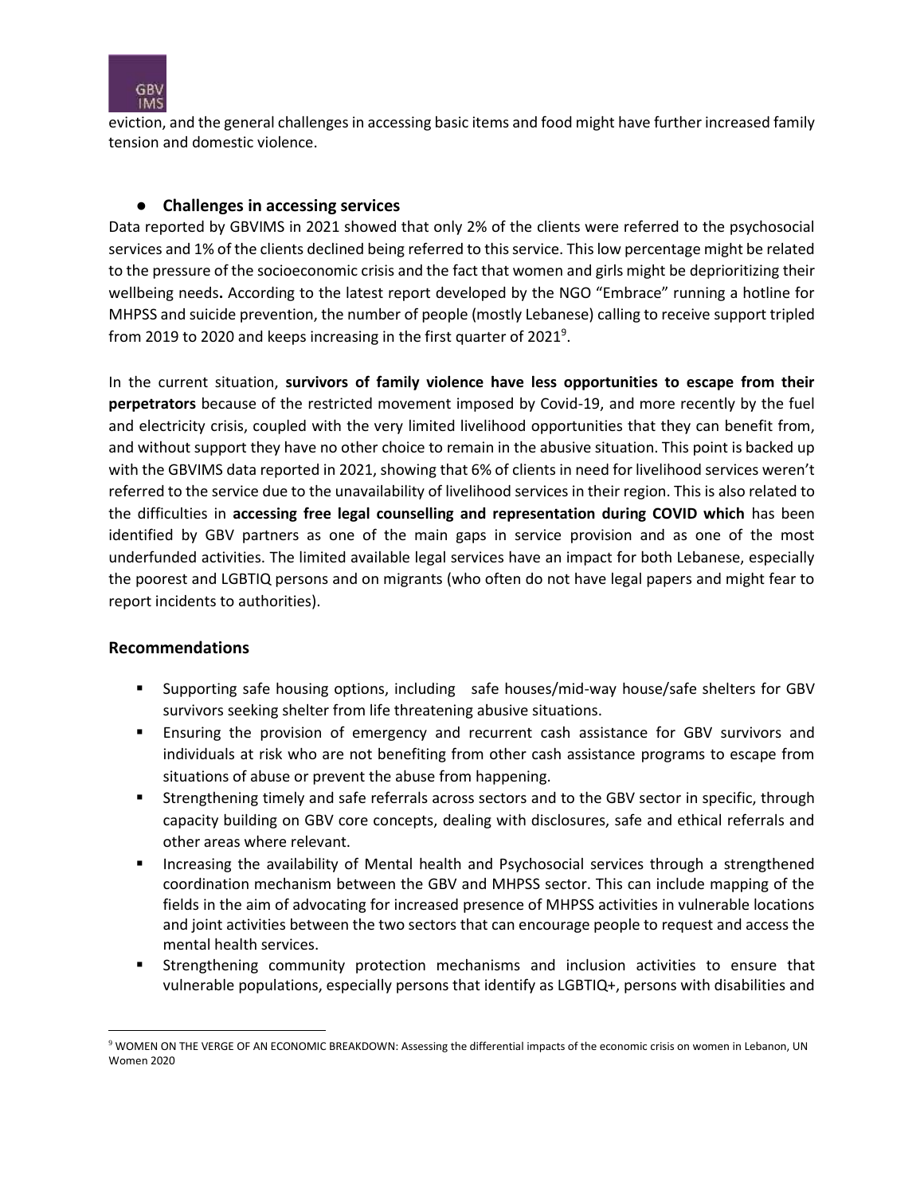eviction, and the general challenges in accessing basic items and food might have further increased family tension and domestic violence.

- **Challenges in accessing services**

Data reported by GBVIMS in 2021 showed that only 2% of the clients were referred to the psychosocial services and 1% of the clients declined being referred to this service. This low percentage might be related to the pressure of the socioeconomic crisis and the fact that women and girls might be deprioritizing their wellbeing needs**.** According to the latest report developed by the NGO "Embrace" running a hotline for MHPSS and suicide prevention, the number of people (mostly Lebanese) calling to receive support tripled from 2019 to 2020 and keeps increasing in the first quarter of 2021[9].

In the current situation, **survivors of family violence have less opportunities to escape from their perpetrators** because of the restricted movement imposed by Covid-19, and more recently by the fuel and electricity crisis, coupled with the very limited livelihood opportunities that they can benefit from, and without support they have no other choice to remain in the abusive situation. This point is backed up with the GBVIMS data reported in 2021, showing that 6% of clients in need for livelihood services weren't referred to the service due to the unavailability of livelihood services in their region. This is also related to the difficulties in **accessing free legal counselling and representation during COVID which** has been identified by GBV partners as one of the main gaps in service provision and as one of the most underfunded activities. The limited available legal services have an impact for both Lebanese, especially the poorest and LGBTIQ persons and on migrants (who often do not have legal papers and might fear to report incidents to authorities).

### Recommendations

- Supporting safe housing options, including safe houses/mid-way house/safe shelters for GBV survivors seeking shelter from life threatening abusive situations.
- Ensuring the provision of emergency and recurrent cash assistance for GBV survivors and individuals at risk who are not benefiting from other cash assistance programs to escape from situations of abuse or prevent the abuse from happening.
- Strengthening timely and safe referrals across sectors and to the GBV sector in specific, through capacity building on GBV core concepts, dealing with disclosures, safe and ethical referrals and other areas where relevant.
- Increasing the availability of Mental health and Psychosocial services through a strengthened coordination mechanism between the GBV and MHPSS sector. This can include mapping of the fields in the aim of advocating for increased presence of MHPSS activities in vulnerable locations and joint activities between the two sectors that can encourage people to request and access the mental health services.
- Strengthening community protection mechanisms and inclusion activities to ensure that vulnerable populations, especially persons that identify as LGBTIQ+, persons with disabilities and

[9] WOMEN ON THE VERGE OF AN ECONOMIC BREAKDOWN: Assessing the differential impacts of the economic crisis on women in Lebanon, UN Women 2020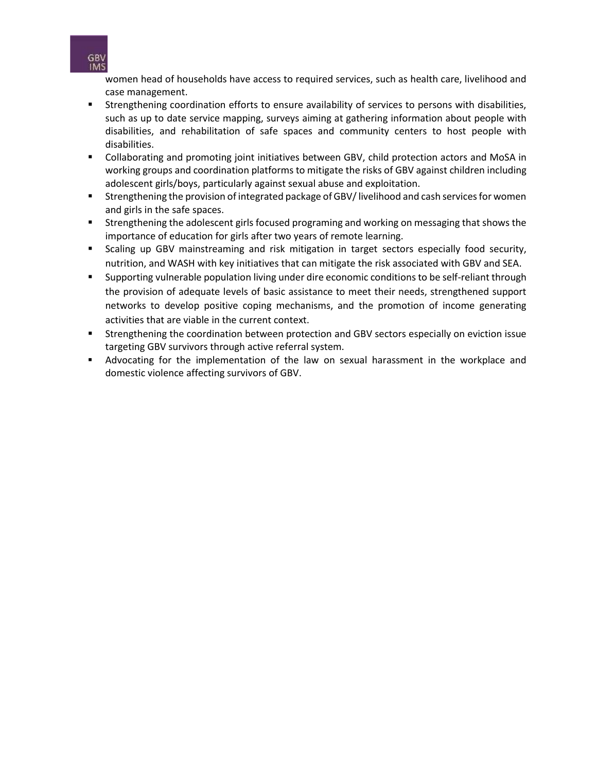women head of households have access to required services, such as health care, livelihood and case management.

- Strengthening coordination efforts to ensure availability of services to persons with disabilities, such as up to date service mapping, surveys aiming at gathering information about people with disabilities, and rehabilitation of safe spaces and community centers to host people with disabilities.
- Collaborating and promoting joint initiatives between GBV, child protection actors and MoSA in working groups and coordination platforms to mitigate the risks of GBV against children including adolescent girls/boys, particularly against sexual abuse and exploitation.
- Strengthening the provision of integrated package of GBV/ livelihood and cash services for women and girls in the safe spaces.
- Strengthening the adolescent girls focused programing and working on messaging that shows the importance of education for girls after two years of remote learning.
- Scaling up GBV mainstreaming and risk mitigation in target sectors especially food security, nutrition, and WASH with key initiatives that can mitigate the risk associated with GBV and SEA.
- Supporting vulnerable population living under dire economic conditions to be self-reliant through the provision of adequate levels of basic assistance to meet their needs, strengthened support networks to develop positive coping mechanisms, and the promotion of income generating activities that are viable in the current context.
- Strengthening the coordination between protection and GBV sectors especially on eviction issue targeting GBV survivors through active referral system.
- Advocating for the implementation of the law on sexual harassment in the workplace and domestic violence affecting survivors of GBV.